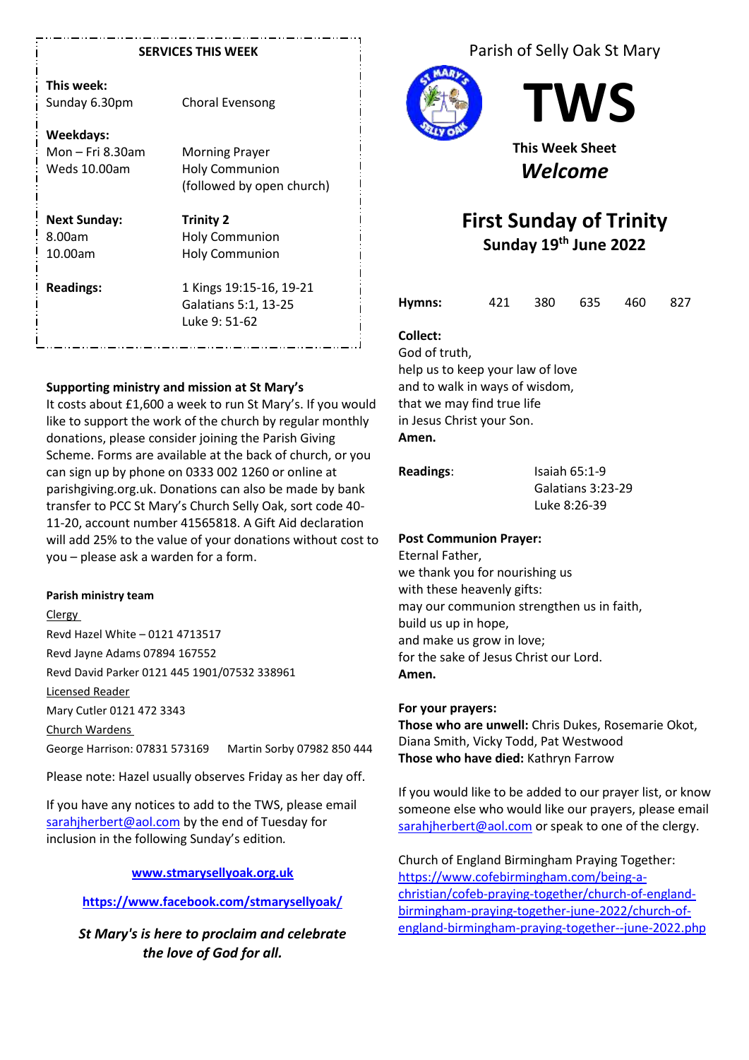Parish of Selly Oak St Mary

# TWS

**This Week Sheet**

***Welcome***

## First Sunday of Trinity

**Sunday 19th June 2022**

| **Hymns:** | 421 | 380 | 635 | 460 | 827 |
|---|---|---|---|---|---|

**Collect:**
God of truth,
help us to keep your law of love
and to walk in ways of wisdom,
that we may find true life
in Jesus Christ your Son.
**Amen.**

**Readings**: Isaiah 65:1-9
Galatians 3:23-29
Luke 8:26-39

**Post Communion Prayer:**
Eternal Father,
we thank you for nourishing us
with these heavenly gifts:
may our communion strengthen us in faith,
build us up in hope,
and make us grow in love;
for the sake of Jesus Christ our Lord.
**Amen.**

**For your prayers:**
**Those who are unwell:** Chris Dukes, Rosemarie Okot, Diana Smith, Vicky Todd, Pat Westwood
**Those who have died:** Kathryn Farrow

If you would like to be added to our prayer list, or know someone else who would like our prayers, please email sarahjherbert@aol.com or speak to one of the clergy.

Church of England Birmingham Praying Together:
https://www.cofebirmingham.com/being-a-christian/cofeb-praying-together/church-of-england-birmingham-praying-together-june-2022/church-of-england-birmingham-praying-together--june-2022.php

### SERVICES THIS WEEK

| | |
|---|---|
| **This week:** | |
| Sunday 6.30pm | Choral Evensong |
| **Weekdays:** | |
| Mon – Fri 8.30am | Morning Prayer |
| Weds 10.00am | Holy Communion (followed by open church) |
| **Next Sunday:** | **Trinity 2** |
| 8.00am | Holy Communion |
| 10.00am | Holy Communion |
| **Readings:** | 1 Kings 19:15-16, 19-21<br>Galatians 5:1, 13-25<br>Luke 9: 51-62 |

**Supporting ministry and mission at St Mary's**
It costs about £1,600 a week to run St Mary's. If you would like to support the work of the church by regular monthly donations, please consider joining the Parish Giving Scheme. Forms are available at the back of church, or you can sign up by phone on 0333 002 1260 or online at parishgiving.org.uk. Donations can also be made by bank transfer to PCC St Mary's Church Selly Oak, sort code 40-11-20, account number 41565818. A Gift Aid declaration will add 25% to the value of your donations without cost to you – please ask a warden for a form.

**Parish ministry team**

Clergy
Revd Hazel White – 0121 4713517
Revd Jayne Adams 07894 167552
Revd David Parker 0121 445 1901/07532 338961

Licensed Reader
Mary Cutler 0121 472 3343

Church Wardens
George Harrison: 07831 573169   Martin Sorby 07982 850 444

Please note: Hazel usually observes Friday as her day off.

If you have any notices to add to the TWS, please email sarahjherbert@aol.com by the end of Tuesday for inclusion in the following Sunday's edition.

**www.stmarysellyoak.org.uk**

**https://www.facebook.com/stmarysellyoak/**

***St Mary's is here to proclaim and celebrate the love of God for all.***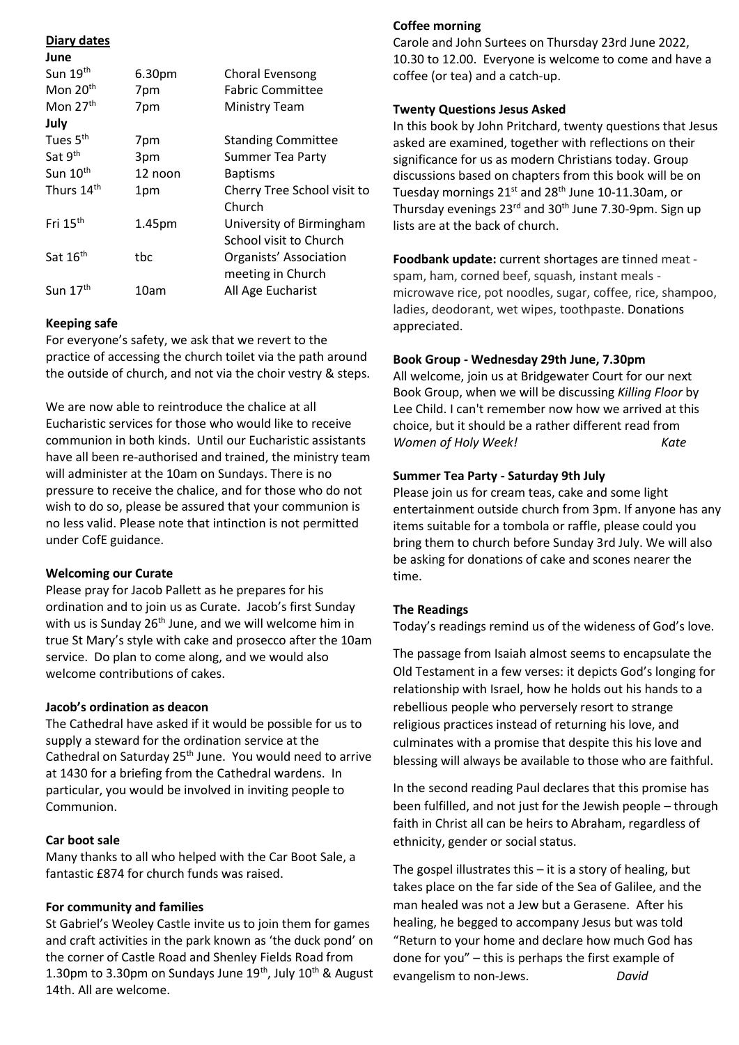## Diary dates

| | | |
|---|---|---|
| **June** | | |
| Sun 19th | 6.30pm | Choral Evensong |
| Mon 20th | 7pm | Fabric Committee |
| Mon 27th | 7pm | Ministry Team |
| **July** | | |
| Tues 5th | 7pm | Standing Committee |
| Sat 9th | 3pm | Summer Tea Party |
| Sun 10th | 12 noon | Baptisms |
| Thurs 14th | 1pm | Cherry Tree School visit to Church |
| Fri 15th | 1.45pm | University of Birmingham School visit to Church |
| Sat 16th | tbc | Organists' Association meeting in Church |
| Sun 17th | 10am | All Age Eucharist |

**Keeping safe**

For everyone's safety, we ask that we revert to the practice of accessing the church toilet via the path around the outside of church, and not via the choir vestry & steps.

We are now able to reintroduce the chalice at all Eucharistic services for those who would like to receive communion in both kinds. Until our Eucharistic assistants have all been re-authorised and trained, the ministry team will administer at the 10am on Sundays. There is no pressure to receive the chalice, and for those who do not wish to do so, please be assured that your communion is no less valid. Please note that intinction is not permitted under CofE guidance.

**Welcoming our Curate**

Please pray for Jacob Pallett as he prepares for his ordination and to join us as Curate. Jacob's first Sunday with us is Sunday 26th June, and we will welcome him in true St Mary's style with cake and prosecco after the 10am service. Do plan to come along, and we would also welcome contributions of cakes.

**Jacob's ordination as deacon**

The Cathedral have asked if it would be possible for us to supply a steward for the ordination service at the Cathedral on Saturday 25th June. You would need to arrive at 1430 for a briefing from the Cathedral wardens. In particular, you would be involved in inviting people to Communion.

**Car boot sale**

Many thanks to all who helped with the Car Boot Sale, a fantastic £874 for church funds was raised.

**For community and families**

St Gabriel's Weoley Castle invite us to join them for games and craft activities in the park known as 'the duck pond' on the corner of Castle Road and Shenley Fields Road from 1.30pm to 3.30pm on Sundays June 19th, July 10th & August 14th. All are welcome.

**Coffee morning**

Carole and John Surtees on Thursday 23rd June 2022, 10.30 to 12.00. Everyone is welcome to come and have a coffee (or tea) and a catch-up.

**Twenty Questions Jesus Asked**

In this book by John Pritchard, twenty questions that Jesus asked are examined, together with reflections on their significance for us as modern Christians today. Group discussions based on chapters from this book will be on Tuesday mornings 21st and 28th June 10-11.30am, or Thursday evenings 23rd and 30th June 7.30-9pm. Sign up lists are at the back of church.

**Foodbank update:** current shortages are tinned meat - spam, ham, corned beef, squash, instant meals - microwave rice, pot noodles, sugar, coffee, rice, shampoo, ladies, deodorant, wet wipes, toothpaste. Donations appreciated.

**Book Group - Wednesday 29th June, 7.30pm**

All welcome, join us at Bridgewater Court for our next Book Group, when we will be discussing *Killing Floor* by Lee Child. I can't remember now how we arrived at this choice, but it should be a rather different read from *Women of Holy Week!* *Kate*

**Summer Tea Party - Saturday 9th July**

Please join us for cream teas, cake and some light entertainment outside church from 3pm. If anyone has any items suitable for a tombola or raffle, please could you bring them to church before Sunday 3rd July. We will also be asking for donations of cake and scones nearer the time.

**The Readings**

Today's readings remind us of the wideness of God's love.

The passage from Isaiah almost seems to encapsulate the Old Testament in a few verses: it depicts God's longing for relationship with Israel, how he holds out his hands to a rebellious people who perversely resort to strange religious practices instead of returning his love, and culminates with a promise that despite this his love and blessing will always be available to those who are faithful.

In the second reading Paul declares that this promise has been fulfilled, and not just for the Jewish people – through faith in Christ all can be heirs to Abraham, regardless of ethnicity, gender or social status.

The gospel illustrates this – it is a story of healing, but takes place on the far side of the Sea of Galilee, and the man healed was not a Jew but a Gerasene. After his healing, he begged to accompany Jesus but was told "Return to your home and declare how much God has done for you" – this is perhaps the first example of evangelism to non-Jews. *David*